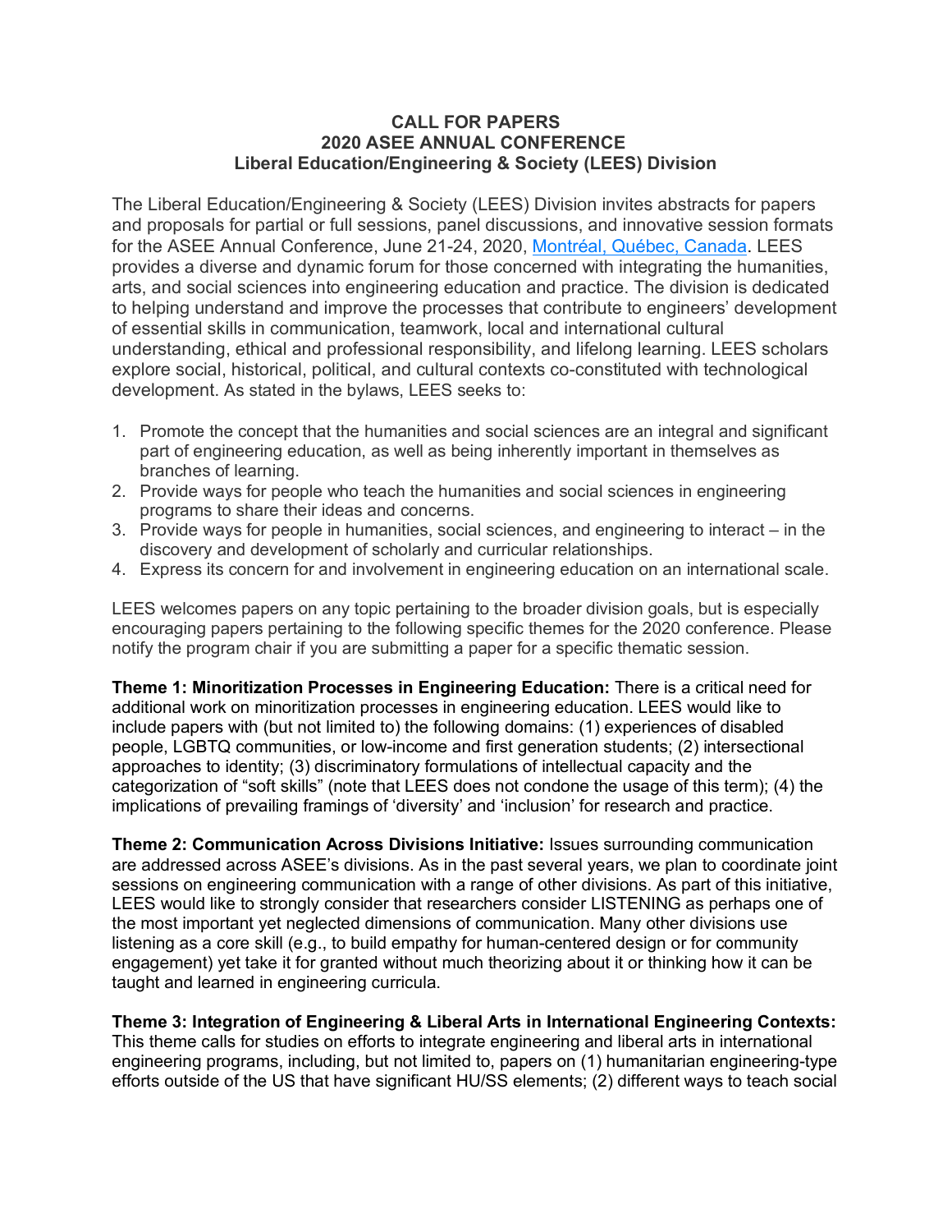# CALL FOR PAPERS
## 2020 ASEE ANNUAL CONFERENCE
## Liberal Education/Engineering & Society (LEES) Division

The Liberal Education/Engineering & Society (LEES) Division invites abstracts for papers and proposals for partial or full sessions, panel discussions, and innovative session formats for the ASEE Annual Conference, June 21-24, 2020, Montréal, Québec, Canada. LEES provides a diverse and dynamic forum for those concerned with integrating the humanities, arts, and social sciences into engineering education and practice. The division is dedicated to helping understand and improve the processes that contribute to engineers' development of essential skills in communication, teamwork, local and international cultural understanding, ethical and professional responsibility, and lifelong learning. LEES scholars explore social, historical, political, and cultural contexts co-constituted with technological development. As stated in the bylaws, LEES seeks to:

1. Promote the concept that the humanities and social sciences are an integral and significant part of engineering education, as well as being inherently important in themselves as branches of learning.
2. Provide ways for people who teach the humanities and social sciences in engineering programs to share their ideas and concerns.
3. Provide ways for people in humanities, social sciences, and engineering to interact – in the discovery and development of scholarly and curricular relationships.
4. Express its concern for and involvement in engineering education on an international scale.

LEES welcomes papers on any topic pertaining to the broader division goals, but is especially encouraging papers pertaining to the following specific themes for the 2020 conference. Please notify the program chair if you are submitting a paper for a specific thematic session.

**Theme 1: Minoritization Processes in Engineering Education:** There is a critical need for additional work on minoritization processes in engineering education. LEES would like to include papers with (but not limited to) the following domains: (1) experiences of disabled people, LGBTQ communities, or low-income and first generation students; (2) intersectional approaches to identity; (3) discriminatory formulations of intellectual capacity and the categorization of "soft skills" (note that LEES does not condone the usage of this term); (4) the implications of prevailing framings of 'diversity' and 'inclusion' for research and practice.

**Theme 2: Communication Across Divisions Initiative:** Issues surrounding communication are addressed across ASEE's divisions. As in the past several years, we plan to coordinate joint sessions on engineering communication with a range of other divisions. As part of this initiative, LEES would like to strongly consider that researchers consider LISTENING as perhaps one of the most important yet neglected dimensions of communication. Many other divisions use listening as a core skill (e.g., to build empathy for human-centered design or for community engagement) yet take it for granted without much theorizing about it or thinking how it can be taught and learned in engineering curricula.

**Theme 3: Integration of Engineering & Liberal Arts in International Engineering Contexts:** This theme calls for studies on efforts to integrate engineering and liberal arts in international engineering programs, including, but not limited to, papers on (1) humanitarian engineering-type efforts outside of the US that have significant HU/SS elements; (2) different ways to teach social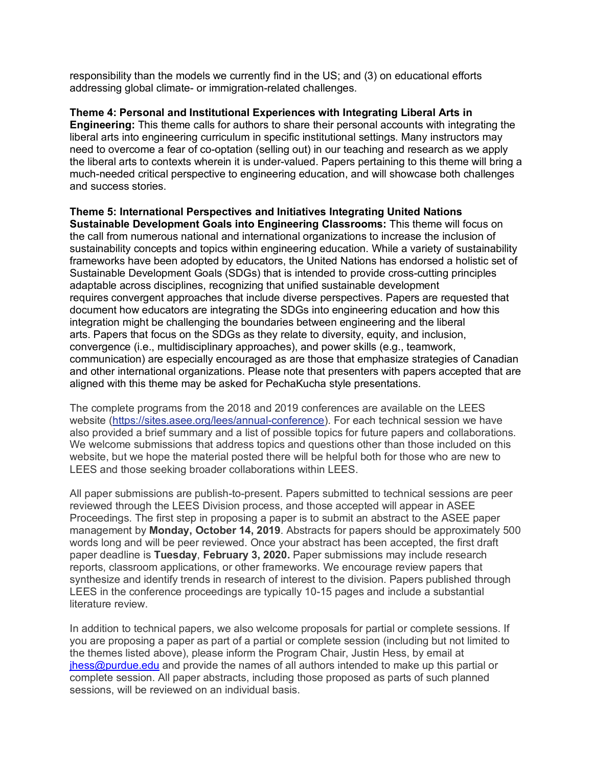responsibility than the models we currently find in the US; and (3) on educational efforts addressing global climate- or immigration-related challenges.

**Theme 4: Personal and Institutional Experiences with Integrating Liberal Arts in Engineering:** This theme calls for authors to share their personal accounts with integrating the liberal arts into engineering curriculum in specific institutional settings. Many instructors may need to overcome a fear of co-optation (selling out) in our teaching and research as we apply the liberal arts to contexts wherein it is under-valued. Papers pertaining to this theme will bring a much-needed critical perspective to engineering education, and will showcase both challenges and success stories.

**Theme 5: International Perspectives and Initiatives Integrating United Nations Sustainable Development Goals into Engineering Classrooms:** This theme will focus on the call from numerous national and international organizations to increase the inclusion of sustainability concepts and topics within engineering education. While a variety of sustainability frameworks have been adopted by educators, the United Nations has endorsed a holistic set of Sustainable Development Goals (SDGs) that is intended to provide cross-cutting principles adaptable across disciplines, recognizing that unified sustainable development requires convergent approaches that include diverse perspectives. Papers are requested that document how educators are integrating the SDGs into engineering education and how this integration might be challenging the boundaries between engineering and the liberal arts. Papers that focus on the SDGs as they relate to diversity, equity, and inclusion, convergence (i.e., multidisciplinary approaches), and power skills (e.g., teamwork, communication) are especially encouraged as are those that emphasize strategies of Canadian and other international organizations. Please note that presenters with papers accepted that are aligned with this theme may be asked for PechaKucha style presentations.

The complete programs from the 2018 and 2019 conferences are available on the LEES website (https://sites.asee.org/lees/annual-conference). For each technical session we have also provided a brief summary and a list of possible topics for future papers and collaborations. We welcome submissions that address topics and questions other than those included on this website, but we hope the material posted there will be helpful both for those who are new to LEES and those seeking broader collaborations within LEES.

All paper submissions are publish-to-present. Papers submitted to technical sessions are peer reviewed through the LEES Division process, and those accepted will appear in ASEE Proceedings. The first step in proposing a paper is to submit an abstract to the ASEE paper management by **Monday, October 14, 2019**. Abstracts for papers should be approximately 500 words long and will be peer reviewed. Once your abstract has been accepted, the first draft paper deadline is **Tuesday**, **February 3, 2020.** Paper submissions may include research reports, classroom applications, or other frameworks. We encourage review papers that synthesize and identify trends in research of interest to the division. Papers published through LEES in the conference proceedings are typically 10-15 pages and include a substantial literature review.

In addition to technical papers, we also welcome proposals for partial or complete sessions. If you are proposing a paper as part of a partial or complete session (including but not limited to the themes listed above), please inform the Program Chair, Justin Hess, by email at jhess@purdue.edu and provide the names of all authors intended to make up this partial or complete session. All paper abstracts, including those proposed as parts of such planned sessions, will be reviewed on an individual basis.